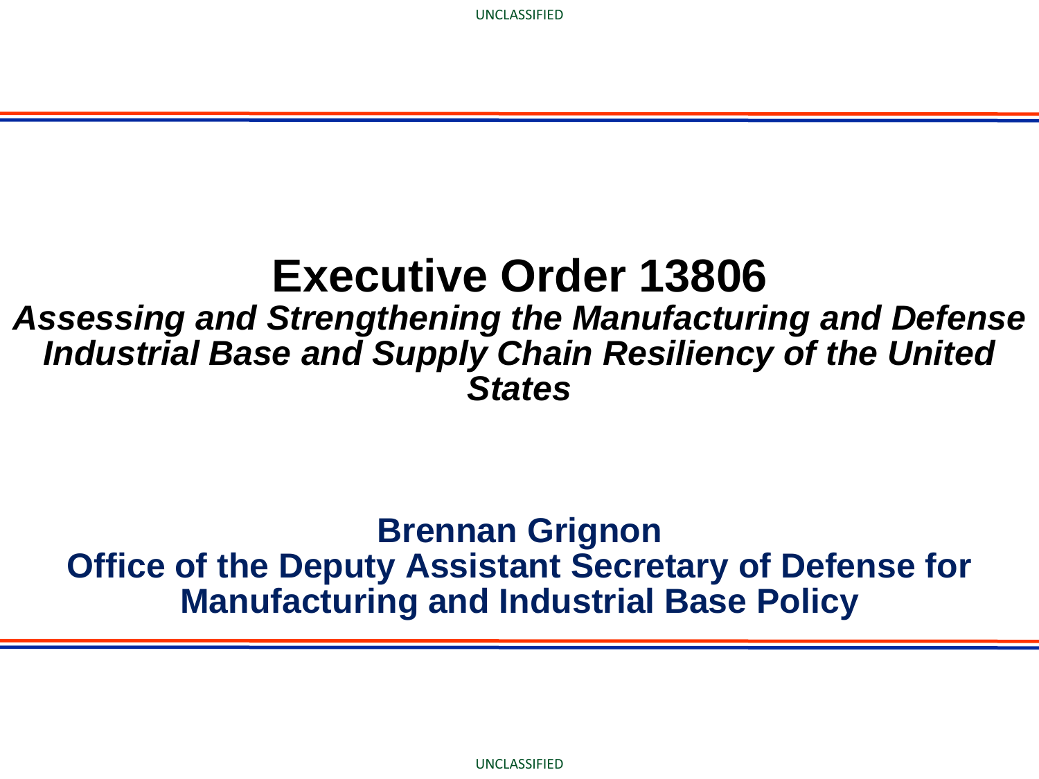# Executive Order 13806

***Assessing and Strengthening the Manufacturing and Defense Industrial Base and Supply Chain Resiliency of the United States***

**Brennan Grignon**
**Office of the Deputy Assistant Secretary of Defense for Manufacturing and Industrial Base Policy**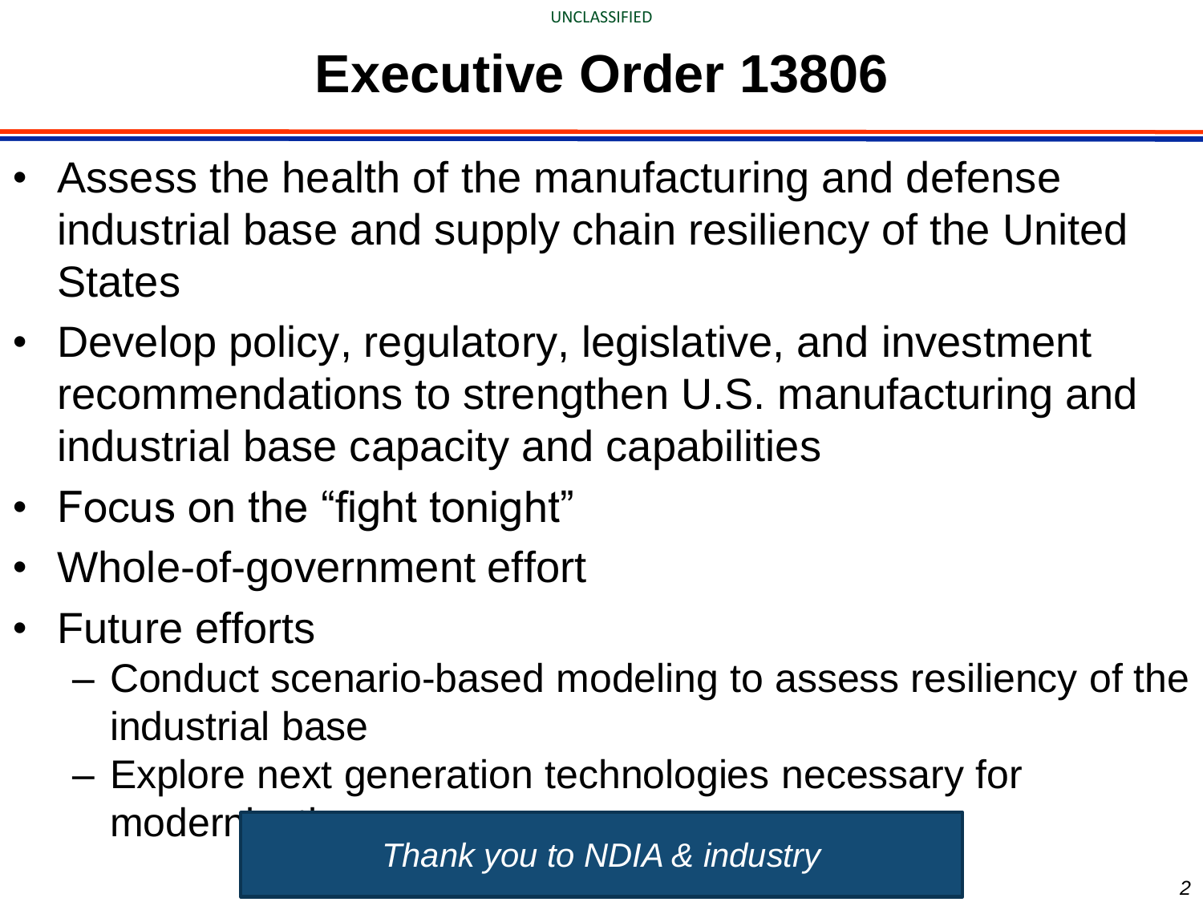# Executive Order 13806

- Assess the health of the manufacturing and defense industrial base and supply chain resiliency of the United States
- Develop policy, regulatory, legislative, and investment recommendations to strengthen U.S. manufacturing and industrial base capacity and capabilities
- Focus on the "fight tonight"
- Whole-of-government effort
- Future efforts
  - Conduct scenario-based modeling to assess resiliency of the industrial base
  - Explore next generation technologies necessary for modern

*Thank you to NDIA & industry*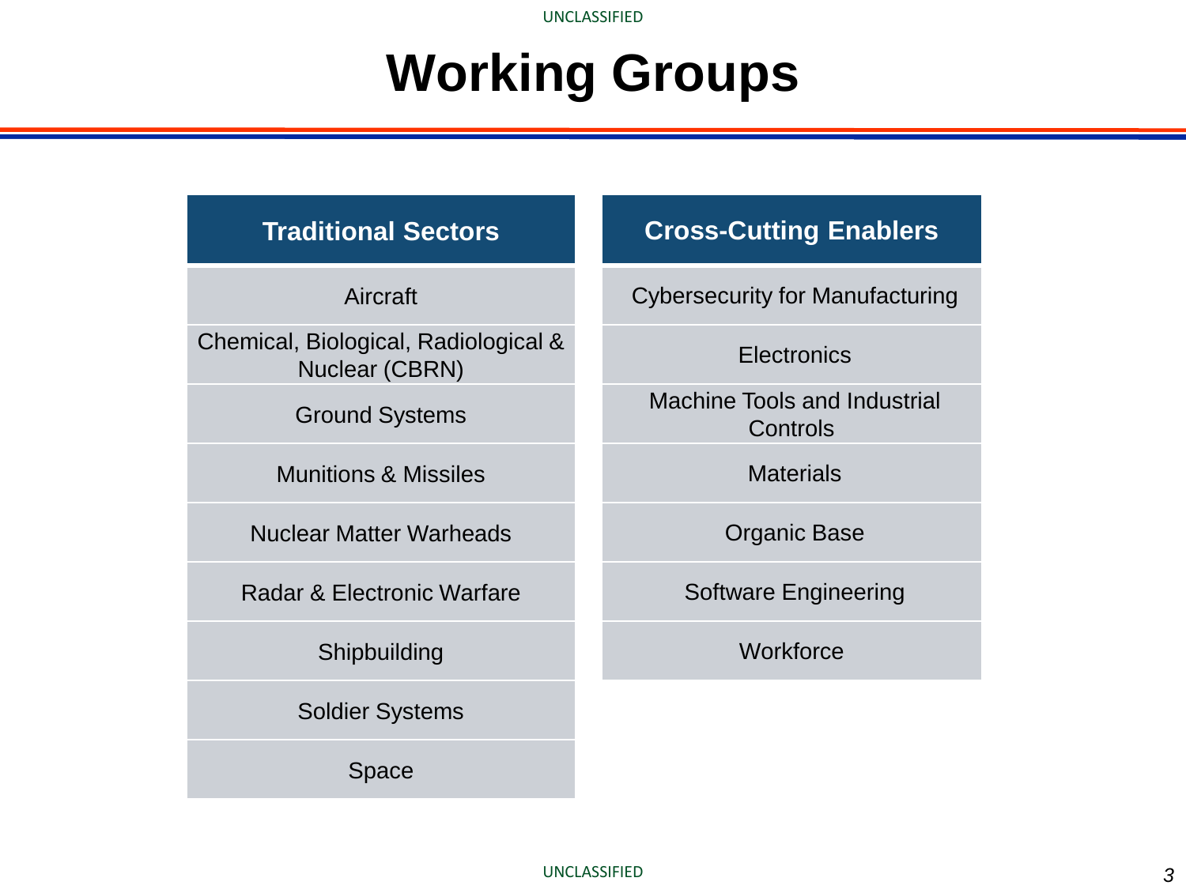# Working Groups

| Traditional Sectors | Cross-Cutting Enablers |
|---|---|
| Aircraft | Cybersecurity for Manufacturing |
| Chemical, Biological, Radiological & Nuclear (CBRN) | Electronics |
| Ground Systems | Machine Tools and Industrial Controls |
| Munitions & Missiles | Materials |
| Nuclear Matter Warheads | Organic Base |
| Radar & Electronic Warfare | Software Engineering |
| Shipbuilding | Workforce |
| Soldier Systems | |
| Space | |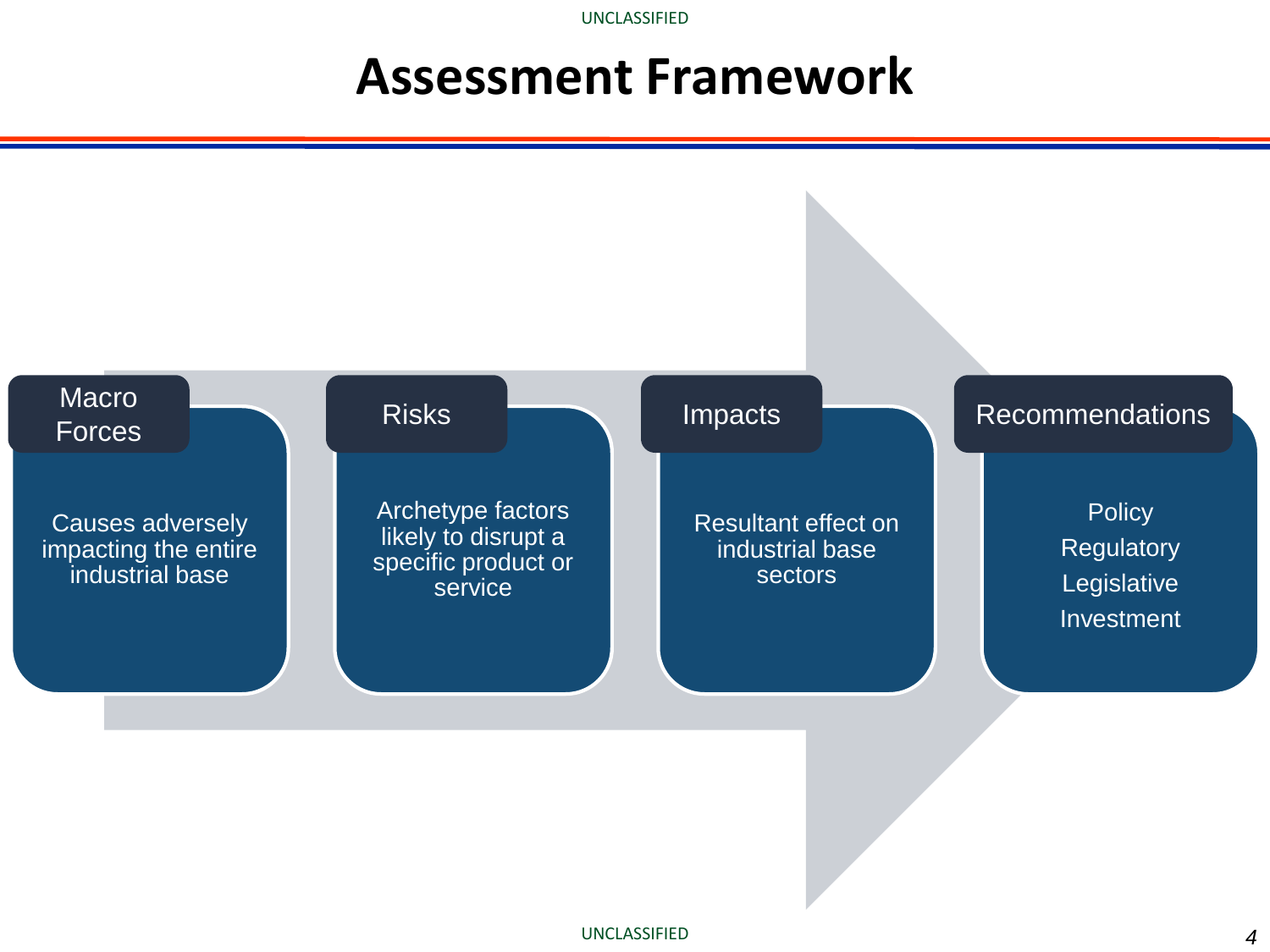# Assessment Framework

**Macro Forces**

Causes adversely impacting the entire industrial base

**Risks**

Archetype factors likely to disrupt a specific product or service

**Impacts**

Resultant effect on industrial base sectors

**Recommendations**

- Policy
- Regulatory
- Legislative
- Investment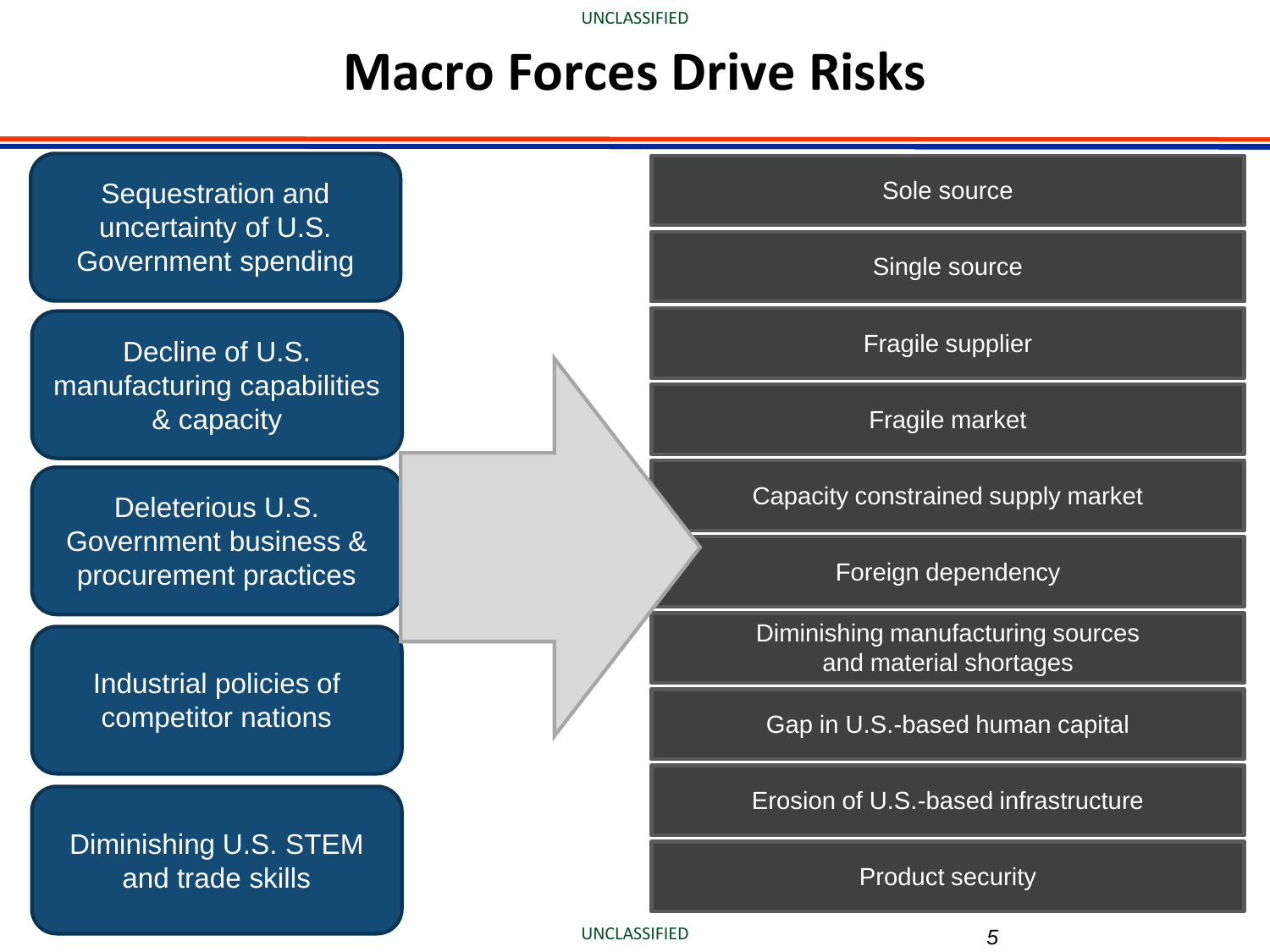# Macro Forces Drive Risks

- Sequestration and uncertainty of U.S. Government spending
- Decline of U.S. manufacturing capabilities & capacity
- Deleterious U.S. Government business & procurement practices
- Industrial policies of competitor nations
- Diminishing U.S. STEM and trade skills

- Sole source
- Single source
- Fragile supplier
- Fragile market
- Capacity constrained supply market
- Foreign dependency
- Diminishing manufacturing sources and material shortages
- Gap in U.S.-based human capital
- Erosion of U.S.-based infrastructure
- Product security